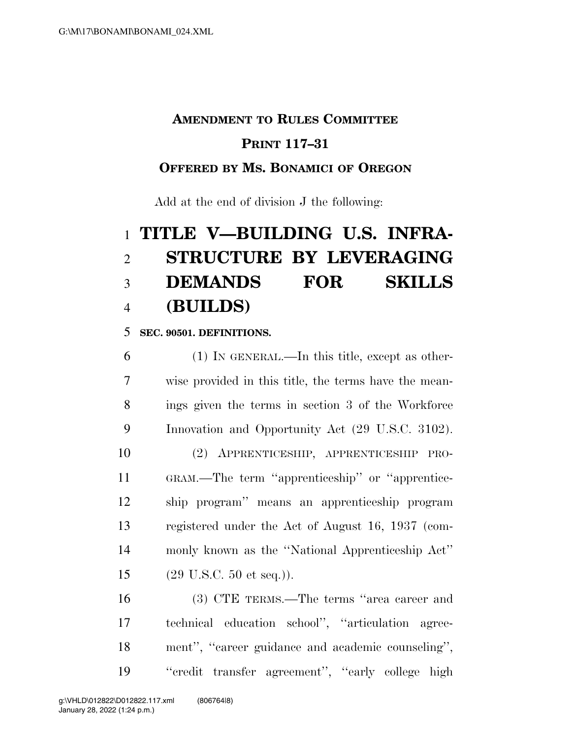**AMENDMENT TO RULES COMMITTEE PRINT 117–31**

**OFFERED BY MS. BONAMICI OF OREGON**

Add at the end of division J the following:

# TITLE V—BUILDING U.S. INFRASTRUCTURE BY LEVERAGING DEMANDS FOR SKILLS (BUILDS)

**SEC. 90501. DEFINITIONS.**

(1) IN GENERAL.—In this title, except as otherwise provided in this title, the terms have the meanings given the terms in section 3 of the Workforce Innovation and Opportunity Act (29 U.S.C. 3102).

(2) APPRENTICESHIP, APPRENTICESHIP PROGRAM.—The term ''apprenticeship'' or ''apprenticeship program'' means an apprenticeship program registered under the Act of August 16, 1937 (commonly known as the ''National Apprenticeship Act'' (29 U.S.C. 50 et seq.)).

(3) CTE TERMS.—The terms ''area career and technical education school'', ''articulation agreement'', ''career guidance and academic counseling'', ''credit transfer agreement'', ''early college high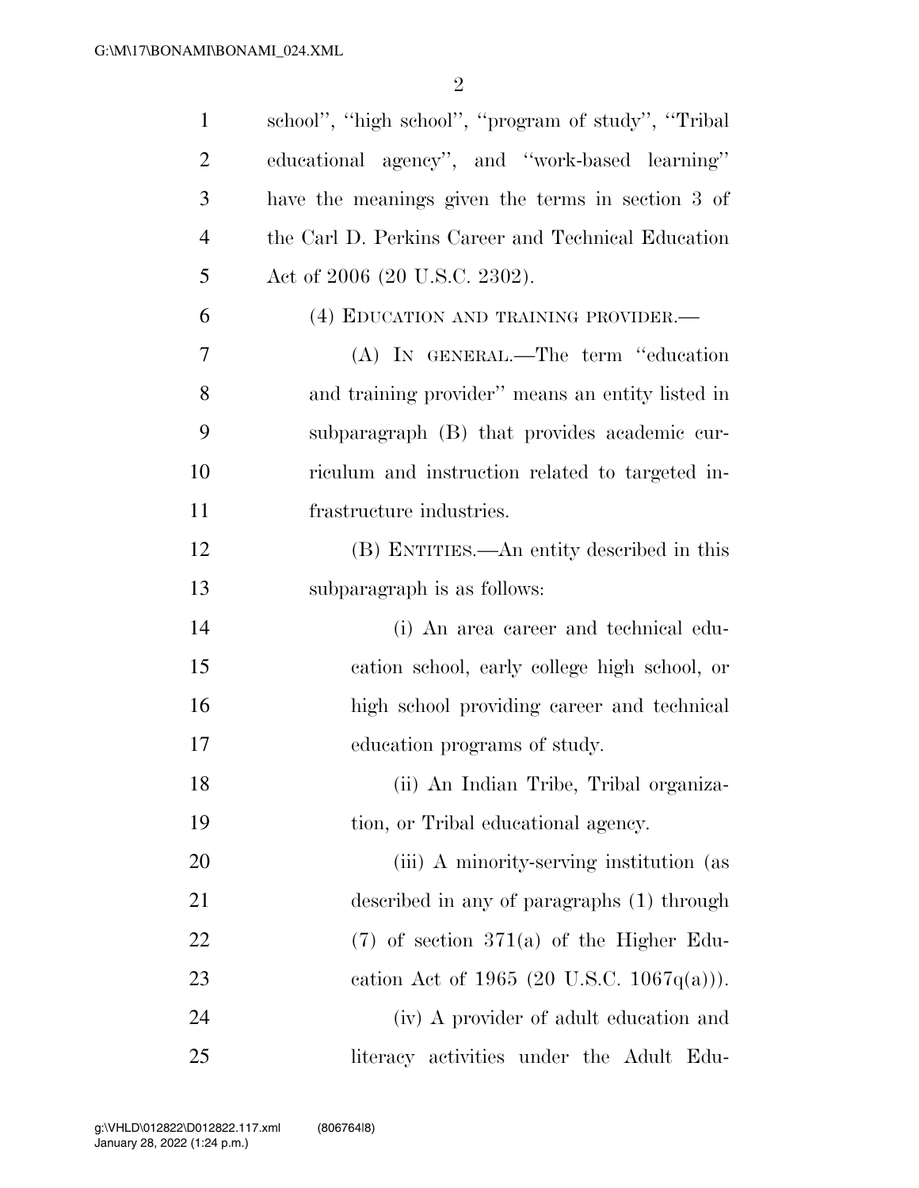school'', ''high school'', ''program of study'', ''Tribal educational agency'', and ''work-based learning'' have the meanings given the terms in section 3 of the Carl D. Perkins Career and Technical Education Act of 2006 (20 U.S.C. 2302).

(4) EDUCATION AND TRAINING PROVIDER.—

(A) IN GENERAL.—The term ''education and training provider'' means an entity listed in subparagraph (B) that provides academic curriculum and instruction related to targeted infrastructure industries.

(B) ENTITIES.—An entity described in this subparagraph is as follows:

(i) An area career and technical education school, early college high school, or high school providing career and technical education programs of study.

(ii) An Indian Tribe, Tribal organization, or Tribal educational agency.

(iii) A minority-serving institution (as described in any of paragraphs (1) through (7) of section 371(a) of the Higher Education Act of 1965 (20 U.S.C. 1067q(a))).

(iv) A provider of adult education and literacy activities under the Adult Edu-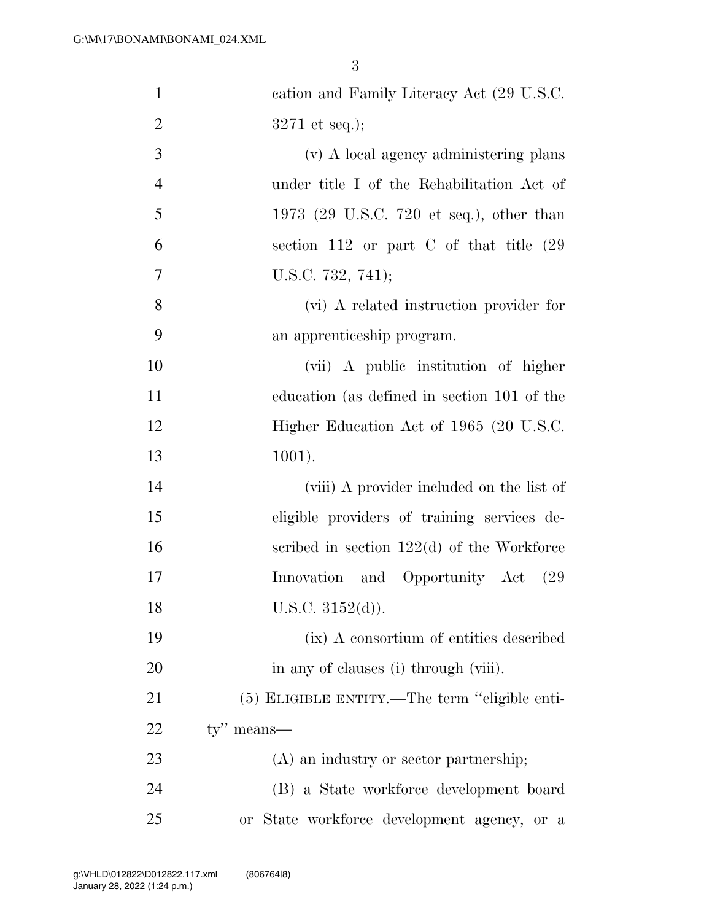cation and Family Literacy Act (29 U.S.C. 3271 et seq.);

(v) A local agency administering plans under title I of the Rehabilitation Act of 1973 (29 U.S.C. 720 et seq.), other than section 112 or part C of that title (29 U.S.C. 732, 741);

(vi) A related instruction provider for an apprenticeship program.

(vii) A public institution of higher education (as defined in section 101 of the Higher Education Act of 1965 (20 U.S.C. 1001).

(viii) A provider included on the list of eligible providers of training services described in section 122(d) of the Workforce Innovation and Opportunity Act (29 U.S.C. 3152(d)).

(ix) A consortium of entities described in any of clauses (i) through (viii).

(5) ELIGIBLE ENTITY.—The term "eligible entity" means—

(A) an industry or sector partnership;

(B) a State workforce development board or State workforce development agency, or a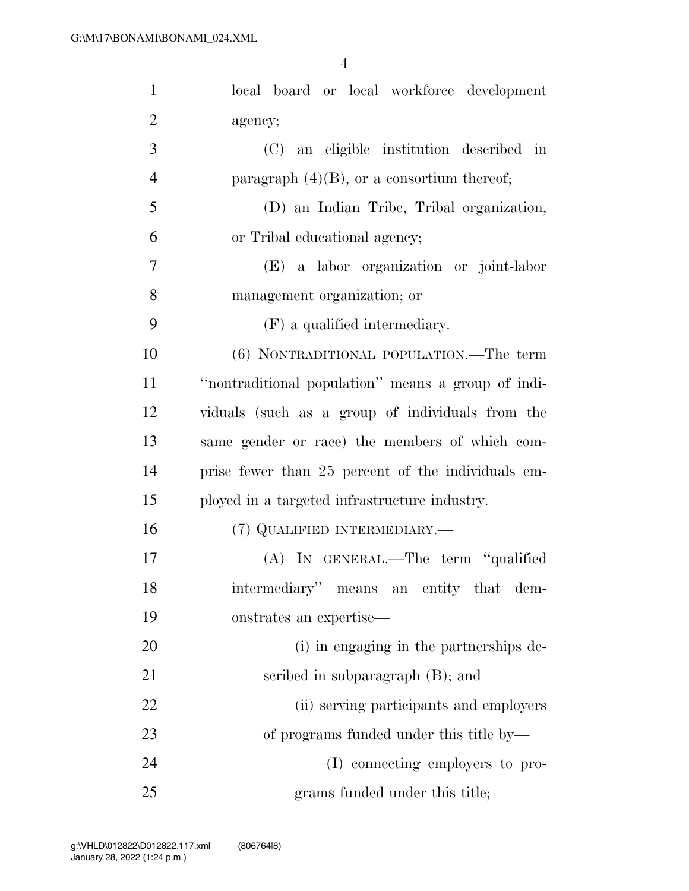local board or local workforce development agency;

(C) an eligible institution described in paragraph (4)(B), or a consortium thereof;

(D) an Indian Tribe, Tribal organization, or Tribal educational agency;

(E) a labor organization or joint-labor management organization; or

(F) a qualified intermediary.

(6) NONTRADITIONAL POPULATION.—The term ''nontraditional population'' means a group of individuals (such as a group of individuals from the same gender or race) the members of which comprise fewer than 25 percent of the individuals employed in a targeted infrastructure industry.

(7) QUALIFIED INTERMEDIARY.—

(A) IN GENERAL.—The term ''qualified intermediary'' means an entity that demonstrates an expertise—

(i) in engaging in the partnerships described in subparagraph (B); and

(ii) serving participants and employers of programs funded under this title by—

(I) connecting employers to programs funded under this title;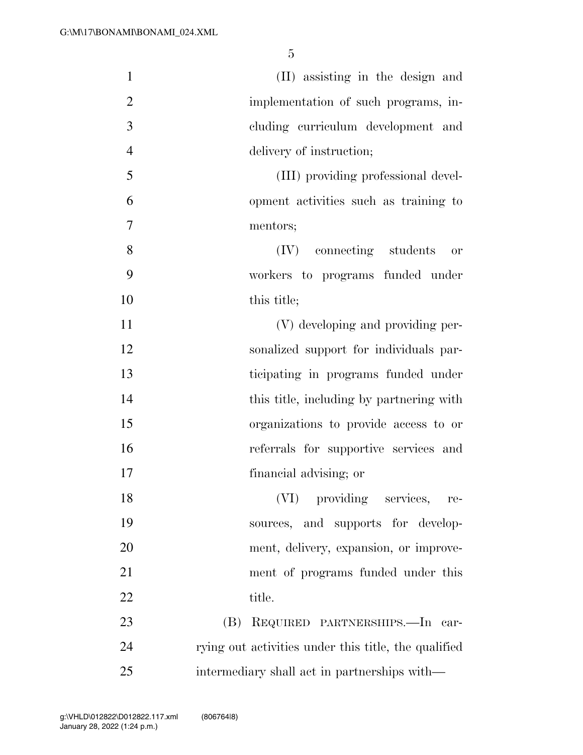(II) assisting in the design and implementation of such programs, including curriculum development and delivery of instruction;

(III) providing professional development activities such as training to mentors;

(IV) connecting students or workers to programs funded under this title;

(V) developing and providing personalized support for individuals participating in programs funded under this title, including by partnering with organizations to provide access to or referrals for supportive services and financial advising; or

(VI) providing services, resources, and supports for development, delivery, expansion, or improvement of programs funded under this title.

(B) REQUIRED PARTNERSHIPS.—In carrying out activities under this title, the qualified intermediary shall act in partnerships with—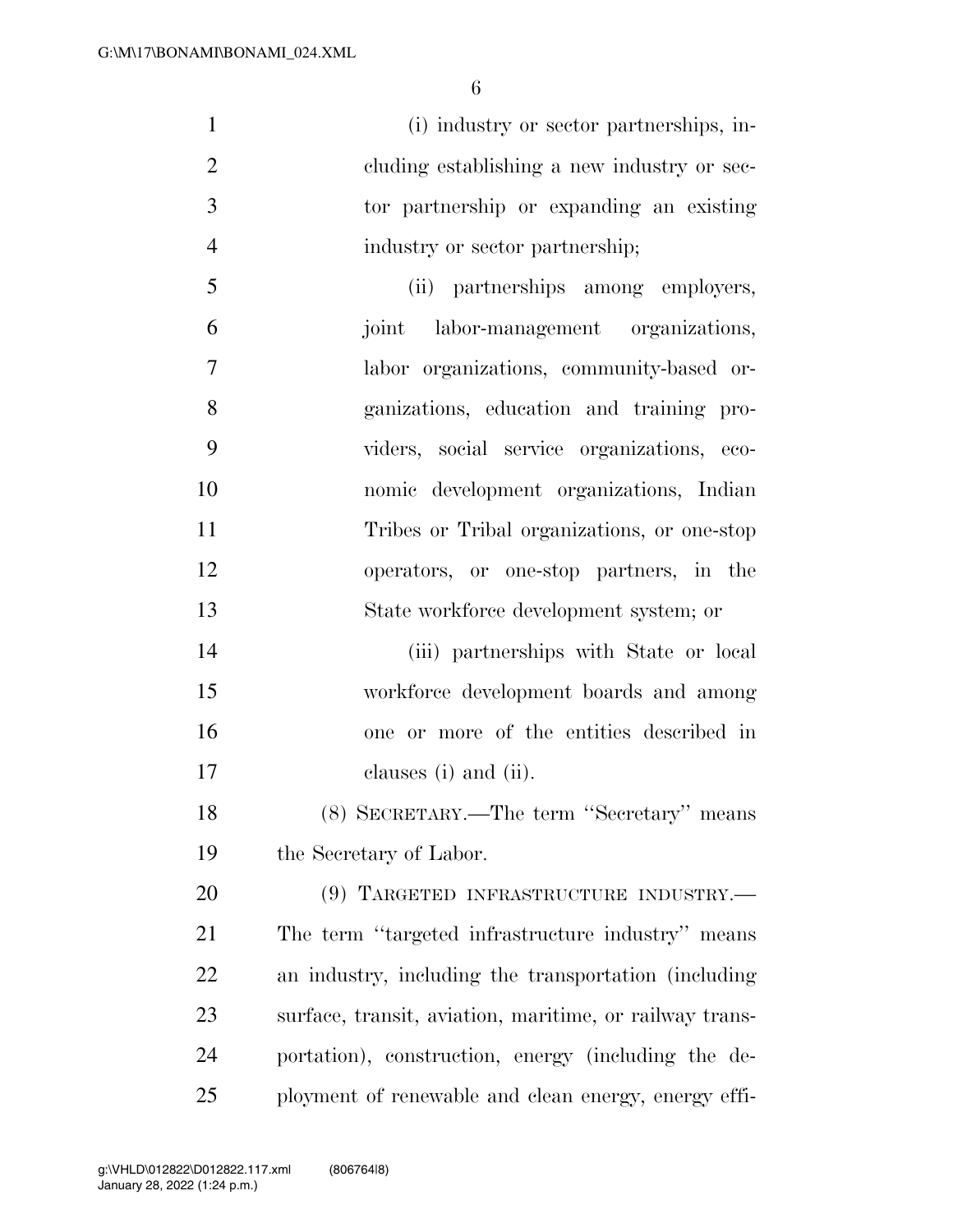(i) industry or sector partnerships, including establishing a new industry or sector partnership or expanding an existing industry or sector partnership;

(ii) partnerships among employers, joint labor-management organizations, labor organizations, community-based organizations, education and training providers, social service organizations, economic development organizations, Indian Tribes or Tribal organizations, or one-stop operators, or one-stop partners, in the State workforce development system; or

(iii) partnerships with State or local workforce development boards and among one or more of the entities described in clauses (i) and (ii).

(8) SECRETARY.—The term ''Secretary'' means the Secretary of Labor.

(9) TARGETED INFRASTRUCTURE INDUSTRY.—The term ''targeted infrastructure industry'' means an industry, including the transportation (including surface, transit, aviation, maritime, or railway transportation), construction, energy (including the deployment of renewable and clean energy, energy effi-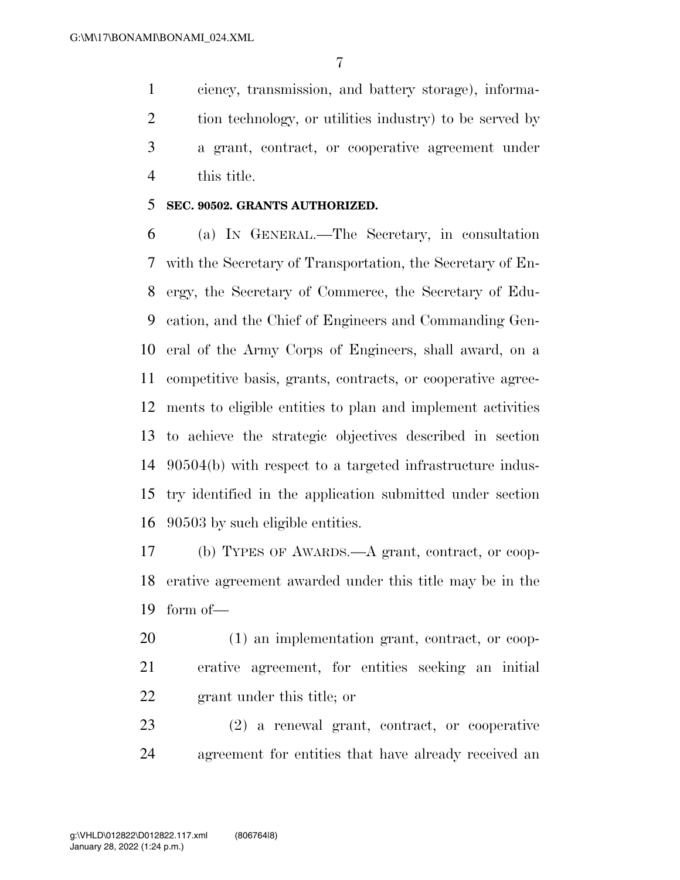ciency, transmission, and battery storage), information technology, or utilities industry) to be served by a grant, contract, or cooperative agreement under this title.

**SEC. 90502. GRANTS AUTHORIZED.**

(a) IN GENERAL.—The Secretary, in consultation with the Secretary of Transportation, the Secretary of Energy, the Secretary of Commerce, the Secretary of Education, and the Chief of Engineers and Commanding General of the Army Corps of Engineers, shall award, on a competitive basis, grants, contracts, or cooperative agreements to eligible entities to plan and implement activities to achieve the strategic objectives described in section 90504(b) with respect to a targeted infrastructure industry identified in the application submitted under section 90503 by such eligible entities.

(b) TYPES OF AWARDS.—A grant, contract, or cooperative agreement awarded under this title may be in the form of—

(1) an implementation grant, contract, or cooperative agreement, for entities seeking an initial grant under this title; or

(2) a renewal grant, contract, or cooperative agreement for entities that have already received an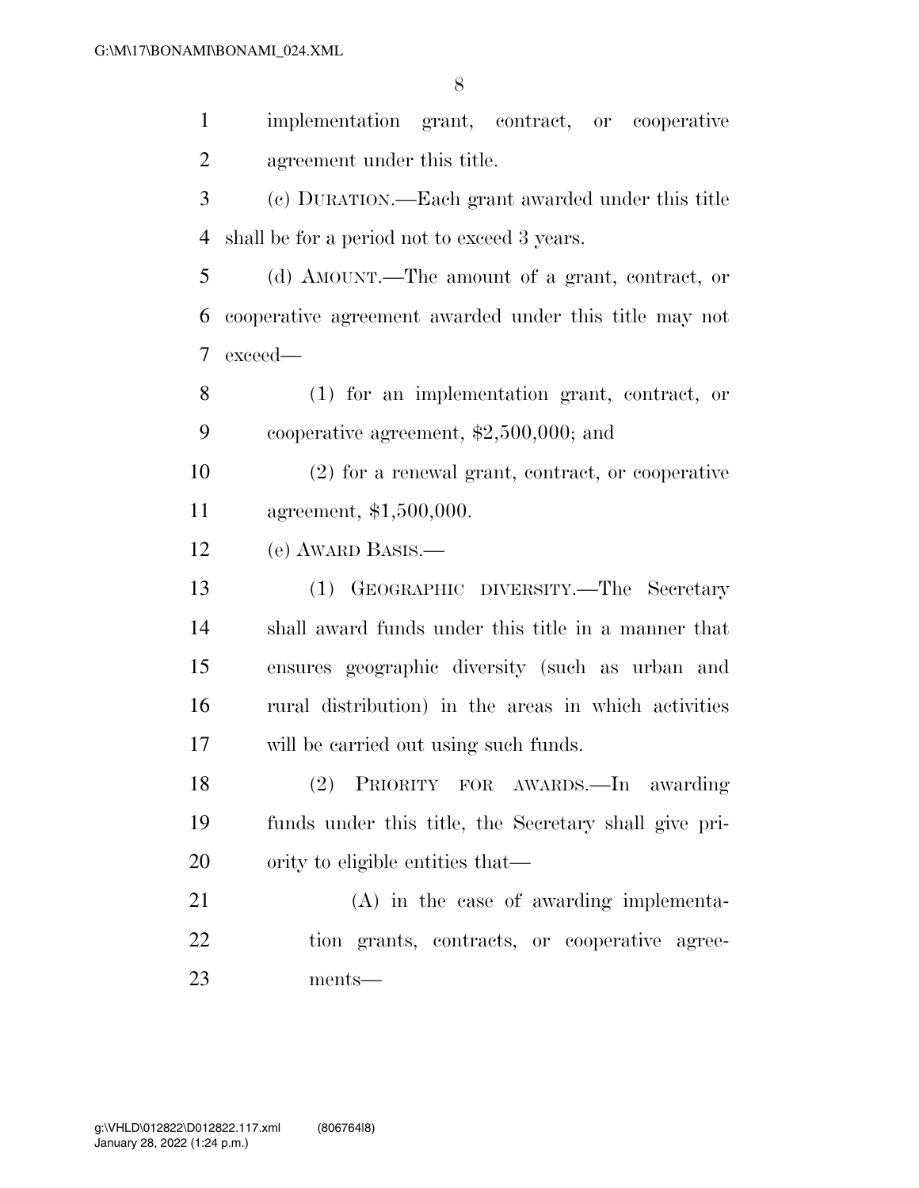implementation grant, contract, or cooperative agreement under this title.

(c) DURATION.—Each grant awarded under this title shall be for a period not to exceed 3 years.

(d) AMOUNT.—The amount of a grant, contract, or cooperative agreement awarded under this title may not exceed—

(1) for an implementation grant, contract, or cooperative agreement, $2,500,000; and

(2) for a renewal grant, contract, or cooperative agreement, $1,500,000.

(e) AWARD BASIS.—

(1) GEOGRAPHIC DIVERSITY.—The Secretary shall award funds under this title in a manner that ensures geographic diversity (such as urban and rural distribution) in the areas in which activities will be carried out using such funds.

(2) PRIORITY FOR AWARDS.—In awarding funds under this title, the Secretary shall give priority to eligible entities that—

(A) in the case of awarding implementation grants, contracts, or cooperative agreements—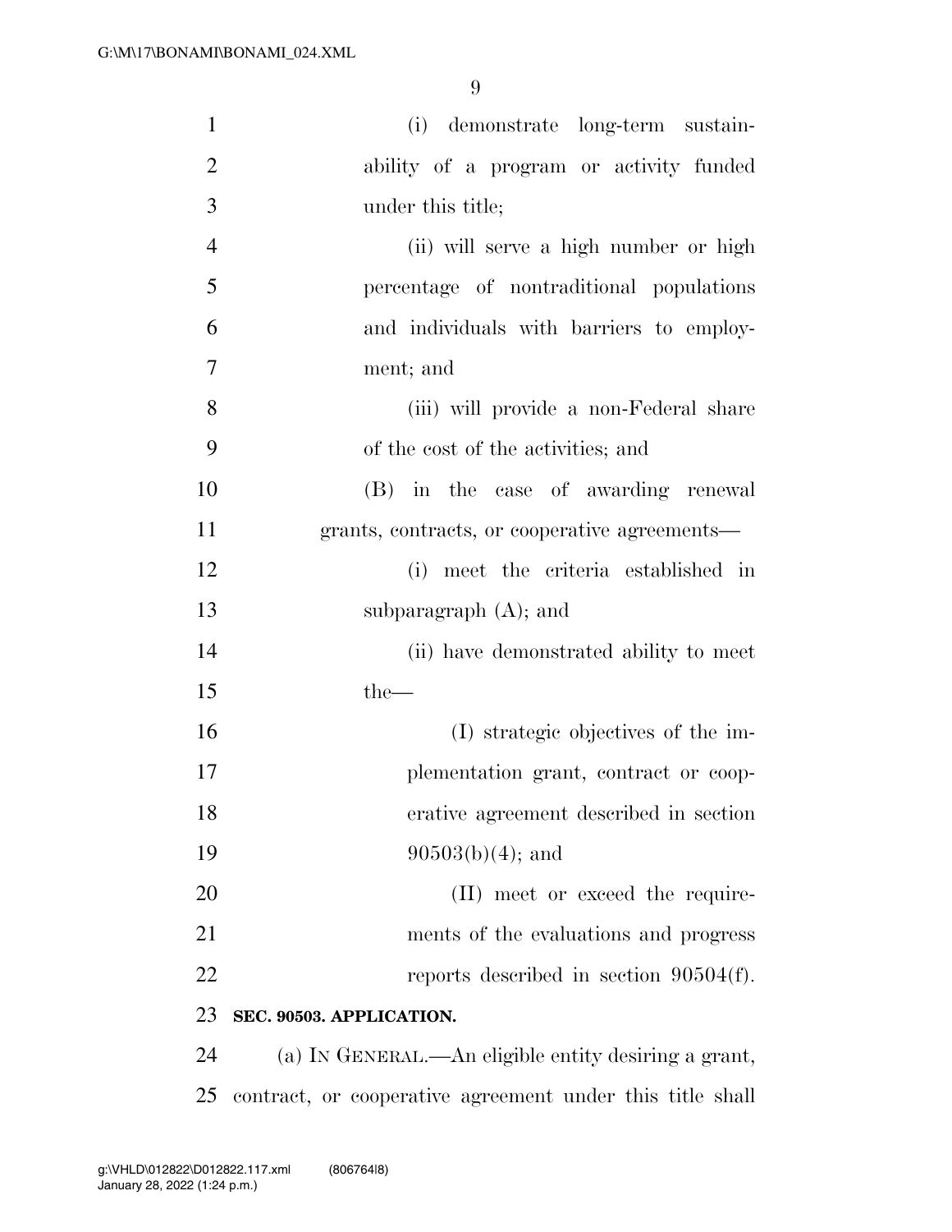(i) demonstrate long-term sustainability of a program or activity funded under this title;

(ii) will serve a high number or high percentage of nontraditional populations and individuals with barriers to employment; and

(iii) will provide a non-Federal share of the cost of the activities; and

(B) in the case of awarding renewal grants, contracts, or cooperative agreements—

(i) meet the criteria established in subparagraph (A); and

(ii) have demonstrated ability to meet the—

(I) strategic objectives of the implementation grant, contract or cooperative agreement described in section 90503(b)(4); and

(II) meet or exceed the requirements of the evaluations and progress reports described in section 90504(f).

**SEC. 90503. APPLICATION.**

(a) IN GENERAL.—An eligible entity desiring a grant, contract, or cooperative agreement under this title shall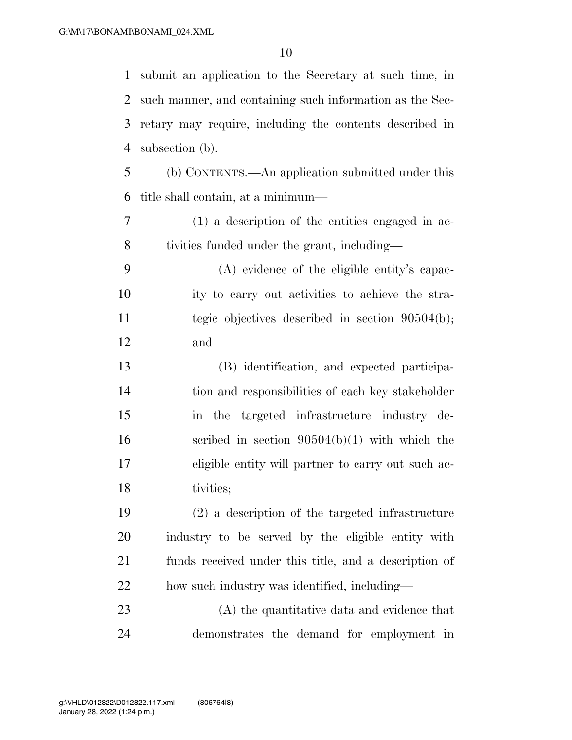submit an application to the Secretary at such time, in such manner, and containing such information as the Secretary may require, including the contents described in subsection (b).

(b) CONTENTS.—An application submitted under this title shall contain, at a minimum—

(1) a description of the entities engaged in activities funded under the grant, including—

(A) evidence of the eligible entity's capacity to carry out activities to achieve the strategic objectives described in section 90504(b); and

(B) identification, and expected participation and responsibilities of each key stakeholder in the targeted infrastructure industry described in section 90504(b)(1) with which the eligible entity will partner to carry out such activities;

(2) a description of the targeted infrastructure industry to be served by the eligible entity with funds received under this title, and a description of how such industry was identified, including—

(A) the quantitative data and evidence that demonstrates the demand for employment in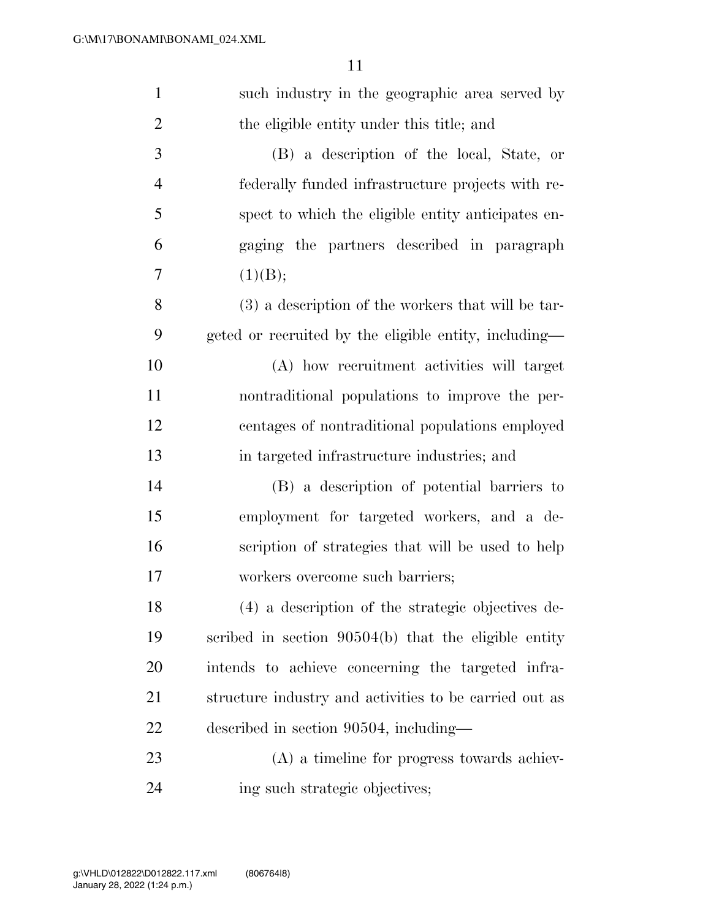such industry in the geographic area served by the eligible entity under this title; and

(B) a description of the local, State, or federally funded infrastructure projects with respect to which the eligible entity anticipates engaging the partners described in paragraph (1)(B);

(3) a description of the workers that will be targeted or recruited by the eligible entity, including—

(A) how recruitment activities will target nontraditional populations to improve the percentages of nontraditional populations employed in targeted infrastructure industries; and

(B) a description of potential barriers to employment for targeted workers, and a description of strategies that will be used to help workers overcome such barriers;

(4) a description of the strategic objectives described in section 90504(b) that the eligible entity intends to achieve concerning the targeted infrastructure industry and activities to be carried out as described in section 90504, including—

(A) a timeline for progress towards achieving such strategic objectives;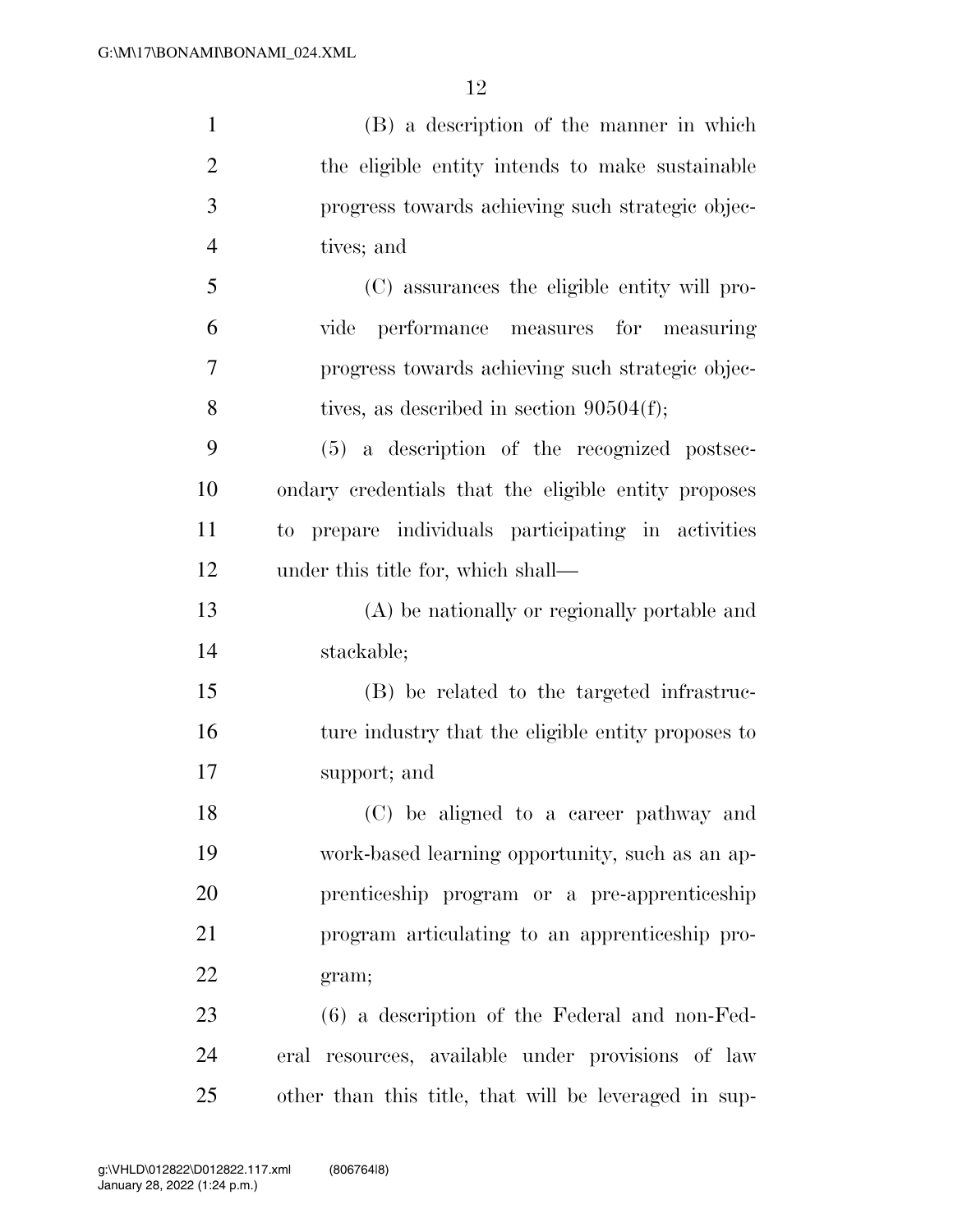(B) a description of the manner in which the eligible entity intends to make sustainable progress towards achieving such strategic objectives; and

(C) assurances the eligible entity will provide performance measures for measuring progress towards achieving such strategic objectives, as described in section 90504(f);

(5) a description of the recognized postsecondary credentials that the eligible entity proposes to prepare individuals participating in activities under this title for, which shall—

(A) be nationally or regionally portable and stackable;

(B) be related to the targeted infrastructure industry that the eligible entity proposes to support; and

(C) be aligned to a career pathway and work-based learning opportunity, such as an apprenticeship program or a pre-apprenticeship program articulating to an apprenticeship program;

(6) a description of the Federal and non-Federal resources, available under provisions of law other than this title, that will be leveraged in sup-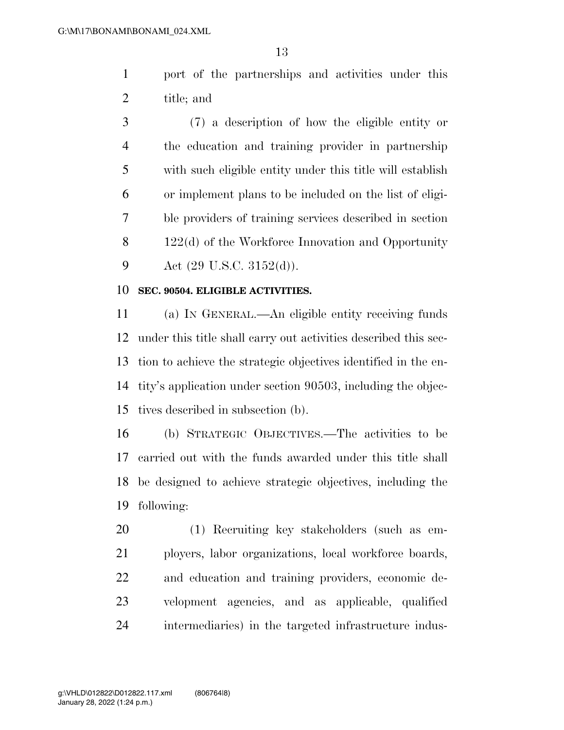port of the partnerships and activities under this title; and

(7) a description of how the eligible entity or the education and training provider in partnership with such eligible entity under this title will establish or implement plans to be included on the list of eligible providers of training services described in section 122(d) of the Workforce Innovation and Opportunity Act (29 U.S.C. 3152(d)).

**SEC. 90504. ELIGIBLE ACTIVITIES.**

(a) IN GENERAL.—An eligible entity receiving funds under this title shall carry out activities described this section to achieve the strategic objectives identified in the entity's application under section 90503, including the objectives described in subsection (b).

(b) STRATEGIC OBJECTIVES.—The activities to be carried out with the funds awarded under this title shall be designed to achieve strategic objectives, including the following:

(1) Recruiting key stakeholders (such as employers, labor organizations, local workforce boards, and education and training providers, economic development agencies, and as applicable, qualified intermediaries) in the targeted infrastructure indus-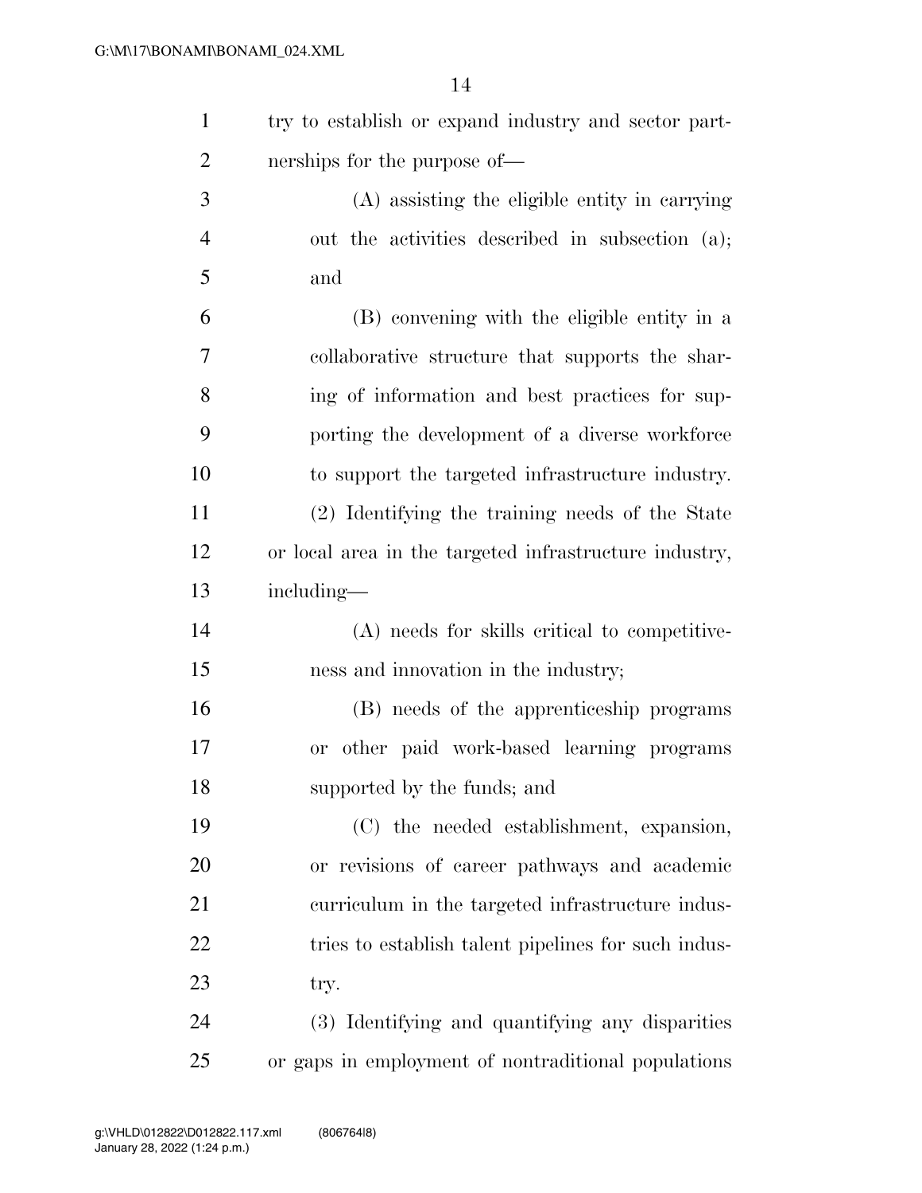try to establish or expand industry and sector partnerships for the purpose of—

(A) assisting the eligible entity in carrying out the activities described in subsection (a); and

(B) convening with the eligible entity in a collaborative structure that supports the sharing of information and best practices for supporting the development of a diverse workforce to support the targeted infrastructure industry.

(2) Identifying the training needs of the State or local area in the targeted infrastructure industry, including—

(A) needs for skills critical to competitiveness and innovation in the industry;

(B) needs of the apprenticeship programs or other paid work-based learning programs supported by the funds; and

(C) the needed establishment, expansion, or revisions of career pathways and academic curriculum in the targeted infrastructure industries to establish talent pipelines for such industry.

(3) Identifying and quantifying any disparities or gaps in employment of nontraditional populations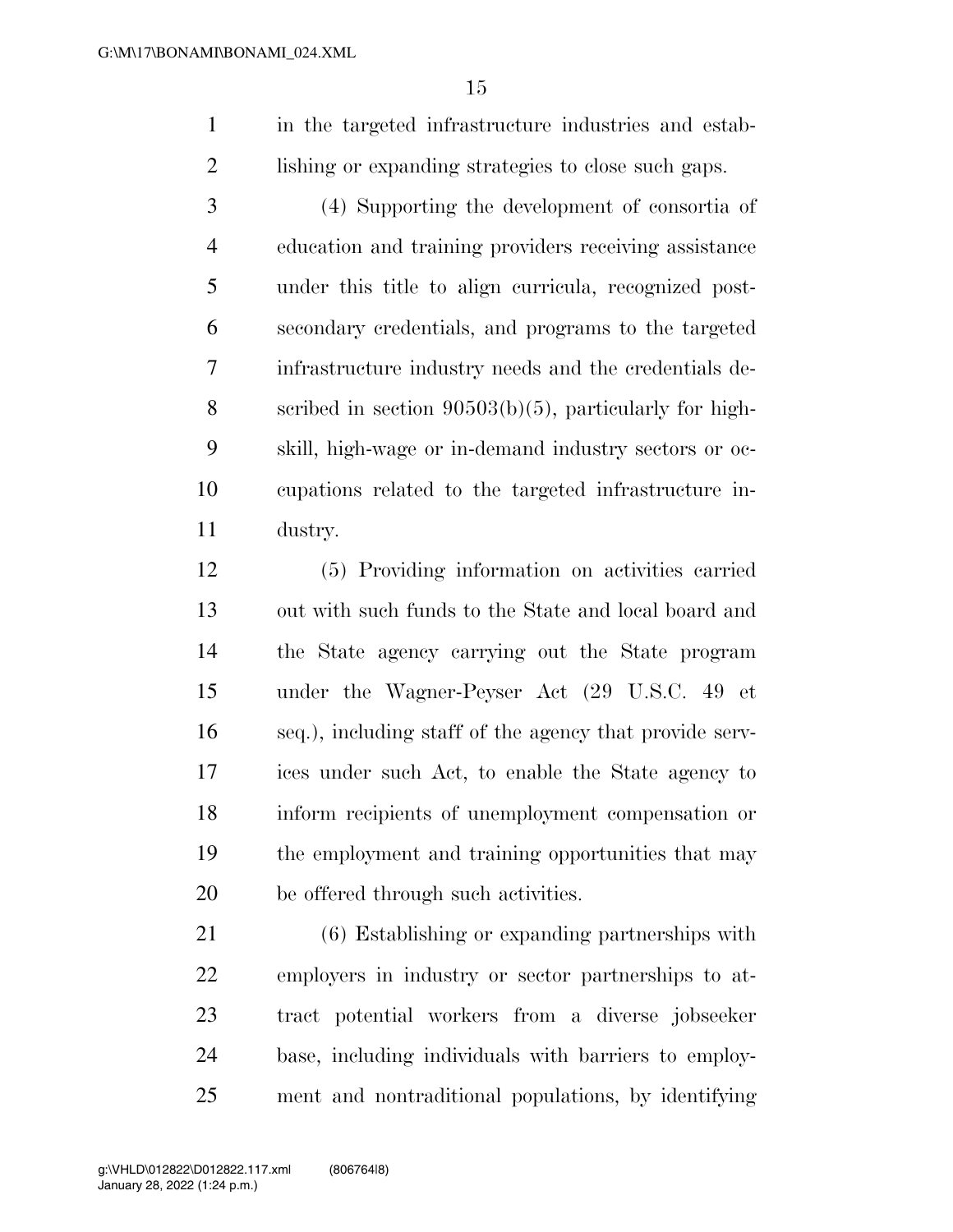in the targeted infrastructure industries and establishing or expanding strategies to close such gaps.

(4) Supporting the development of consortia of education and training providers receiving assistance under this title to align curricula, recognized postsecondary credentials, and programs to the targeted infrastructure industry needs and the credentials described in section 90503(b)(5), particularly for high-skill, high-wage or in-demand industry sectors or occupations related to the targeted infrastructure industry.

(5) Providing information on activities carried out with such funds to the State and local board and the State agency carrying out the State program under the Wagner-Peyser Act (29 U.S.C. 49 et seq.), including staff of the agency that provide services under such Act, to enable the State agency to inform recipients of unemployment compensation or the employment and training opportunities that may be offered through such activities.

(6) Establishing or expanding partnerships with employers in industry or sector partnerships to attract potential workers from a diverse jobseeker base, including individuals with barriers to employment and nontraditional populations, by identifying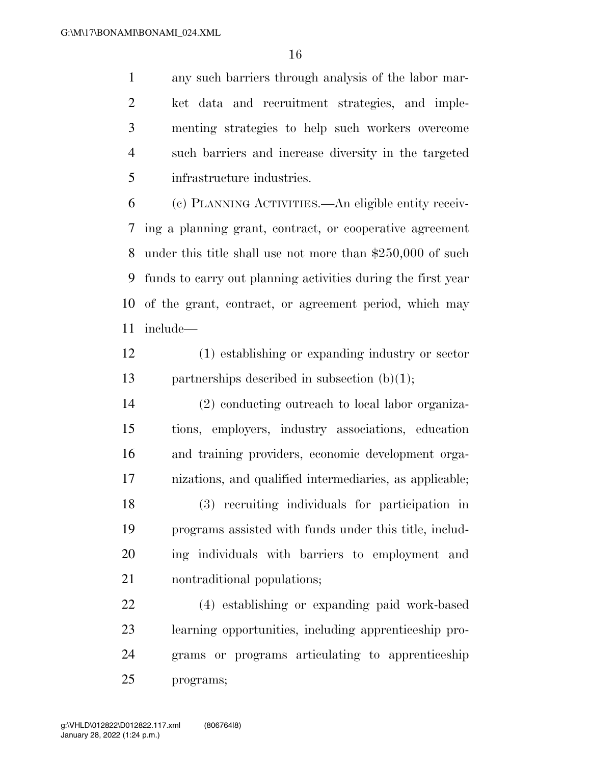any such barriers through analysis of the labor market data and recruitment strategies, and implementing strategies to help such workers overcome such barriers and increase diversity in the targeted infrastructure industries.

(c) PLANNING ACTIVITIES.—An eligible entity receiving a planning grant, contract, or cooperative agreement under this title shall use not more than $250,000 of such funds to carry out planning activities during the first year of the grant, contract, or agreement period, which may include—

(1) establishing or expanding industry or sector partnerships described in subsection (b)(1);

(2) conducting outreach to local labor organizations, employers, industry associations, education and training providers, economic development organizations, and qualified intermediaries, as applicable;

(3) recruiting individuals for participation in programs assisted with funds under this title, including individuals with barriers to employment and nontraditional populations;

(4) establishing or expanding paid work-based learning opportunities, including apprenticeship programs or programs articulating to apprenticeship programs;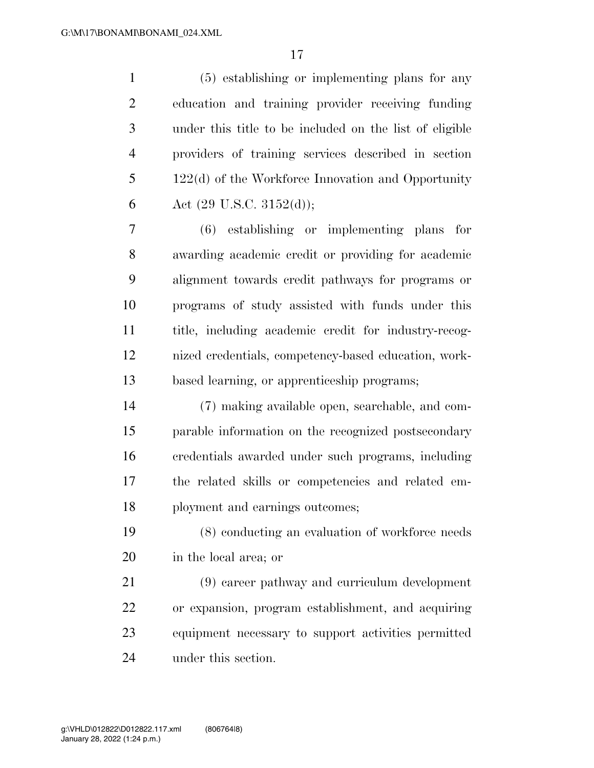(5) establishing or implementing plans for any education and training provider receiving funding under this title to be included on the list of eligible providers of training services described in section 122(d) of the Workforce Innovation and Opportunity Act (29 U.S.C. 3152(d));

(6) establishing or implementing plans for awarding academic credit or providing for academic alignment towards credit pathways for programs or programs of study assisted with funds under this title, including academic credit for industry-recognized credentials, competency-based education, work-based learning, or apprenticeship programs;

(7) making available open, searchable, and comparable information on the recognized postsecondary credentials awarded under such programs, including the related skills or competencies and related employment and earnings outcomes;

(8) conducting an evaluation of workforce needs in the local area; or

(9) career pathway and curriculum development or expansion, program establishment, and acquiring equipment necessary to support activities permitted under this section.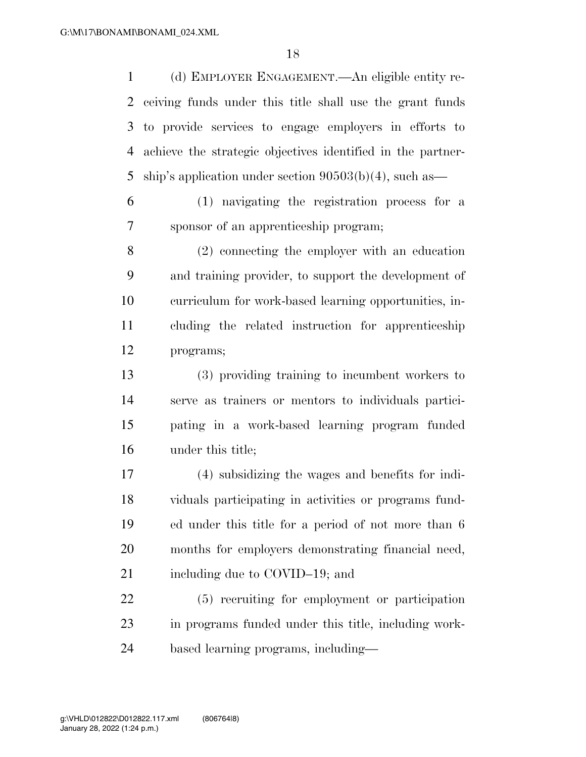(d) EMPLOYER ENGAGEMENT.—An eligible entity receiving funds under this title shall use the grant funds to provide services to engage employers in efforts to achieve the strategic objectives identified in the partnership's application under section 90503(b)(4), such as—

(1) navigating the registration process for a sponsor of an apprenticeship program;

(2) connecting the employer with an education and training provider, to support the development of curriculum for work-based learning opportunities, including the related instruction for apprenticeship programs;

(3) providing training to incumbent workers to serve as trainers or mentors to individuals participating in a work-based learning program funded under this title;

(4) subsidizing the wages and benefits for individuals participating in activities or programs funded under this title for a period of not more than 6 months for employers demonstrating financial need, including due to COVID–19; and

(5) recruiting for employment or participation in programs funded under this title, including work-based learning programs, including—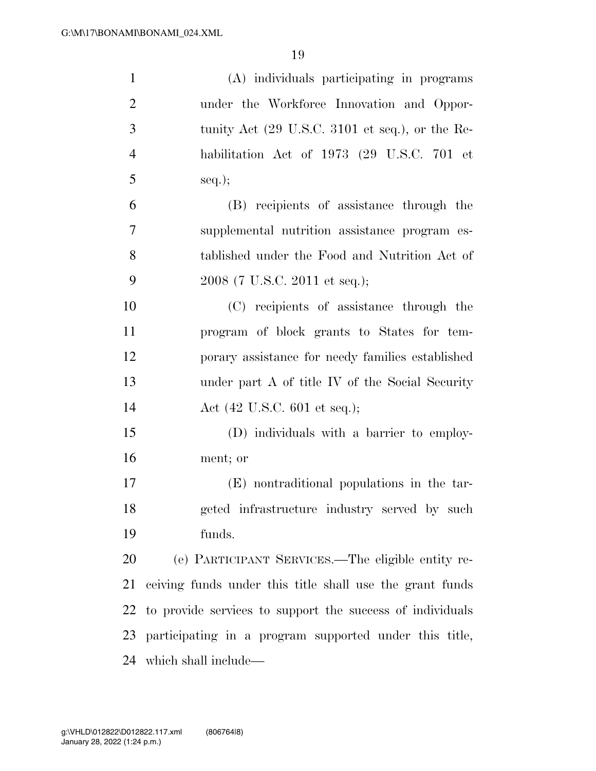(A) individuals participating in programs under the Workforce Innovation and Opportunity Act (29 U.S.C. 3101 et seq.), or the Rehabilitation Act of 1973 (29 U.S.C. 701 et seq.);

(B) recipients of assistance through the supplemental nutrition assistance program established under the Food and Nutrition Act of 2008 (7 U.S.C. 2011 et seq.);

(C) recipients of assistance through the program of block grants to States for temporary assistance for needy families established under part A of title IV of the Social Security Act (42 U.S.C. 601 et seq.);

(D) individuals with a barrier to employment; or

(E) nontraditional populations in the targeted infrastructure industry served by such funds.

(e) PARTICIPANT SERVICES.—The eligible entity receiving funds under this title shall use the grant funds to provide services to support the success of individuals participating in a program supported under this title, which shall include—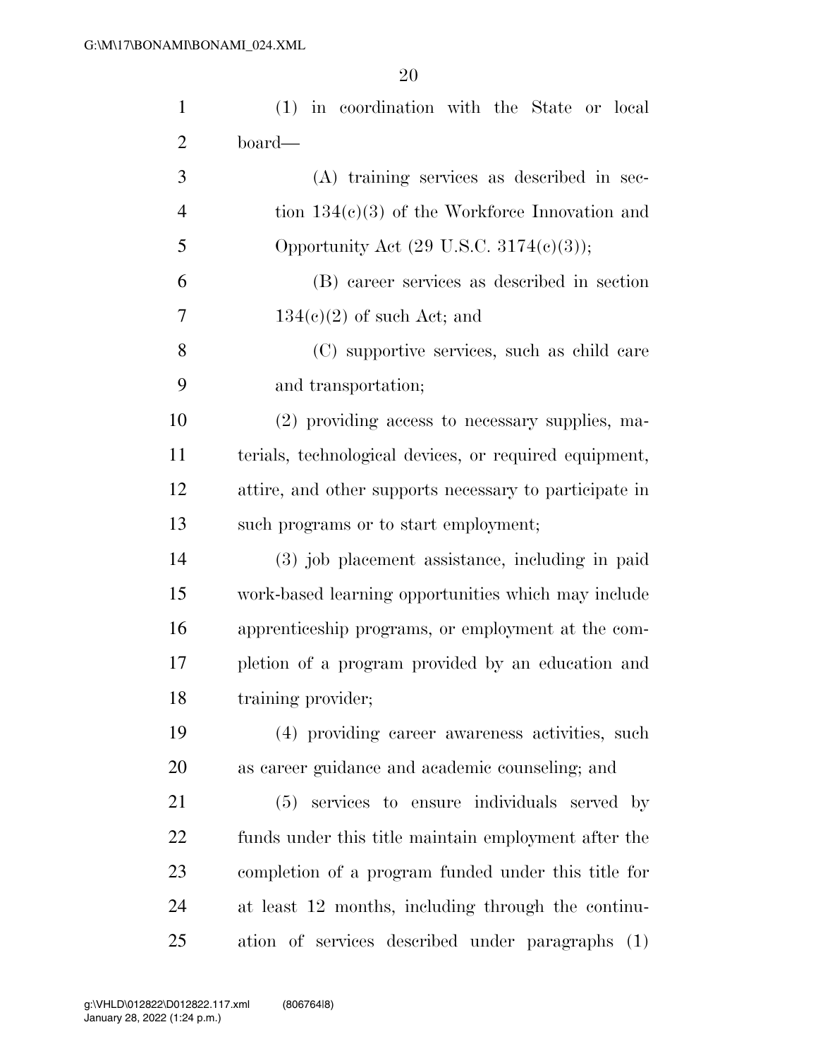(1) in coordination with the State or local board—

(A) training services as described in section 134(c)(3) of the Workforce Innovation and Opportunity Act (29 U.S.C. 3174(c)(3));

(B) career services as described in section 134(c)(2) of such Act; and

(C) supportive services, such as child care and transportation;

(2) providing access to necessary supplies, materials, technological devices, or required equipment, attire, and other supports necessary to participate in such programs or to start employment;

(3) job placement assistance, including in paid work-based learning opportunities which may include apprenticeship programs, or employment at the completion of a program provided by an education and training provider;

(4) providing career awareness activities, such as career guidance and academic counseling; and

(5) services to ensure individuals served by funds under this title maintain employment after the completion of a program funded under this title for at least 12 months, including through the continuation of services described under paragraphs (1)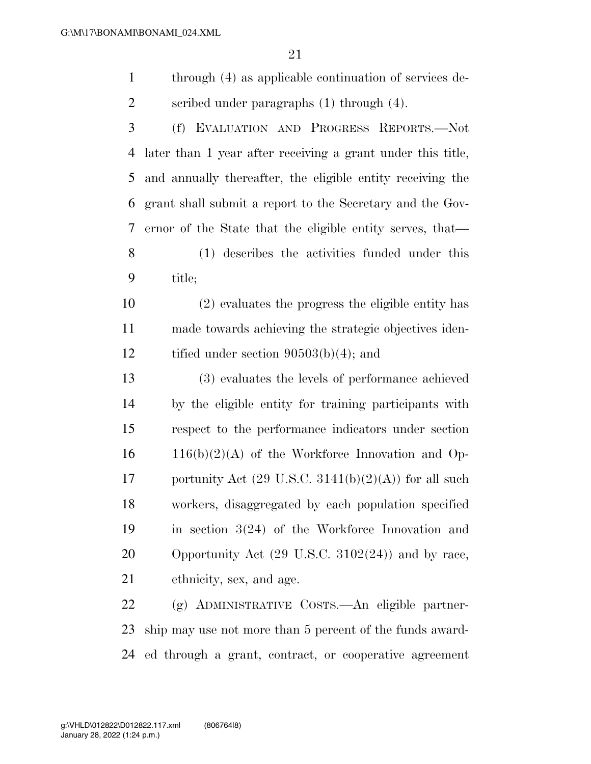through (4) as applicable continuation of services described under paragraphs (1) through (4).

(f) EVALUATION AND PROGRESS REPORTS.—Not later than 1 year after receiving a grant under this title, and annually thereafter, the eligible entity receiving the grant shall submit a report to the Secretary and the Governor of the State that the eligible entity serves, that—

(1) describes the activities funded under this title;

(2) evaluates the progress the eligible entity has made towards achieving the strategic objectives identified under section 90503(b)(4); and

(3) evaluates the levels of performance achieved by the eligible entity for training participants with respect to the performance indicators under section 116(b)(2)(A) of the Workforce Innovation and Opportunity Act (29 U.S.C. 3141(b)(2)(A)) for all such workers, disaggregated by each population specified in section 3(24) of the Workforce Innovation and Opportunity Act (29 U.S.C. 3102(24)) and by race, ethnicity, sex, and age.

(g) ADMINISTRATIVE COSTS.—An eligible partnership may use not more than 5 percent of the funds awarded through a grant, contract, or cooperative agreement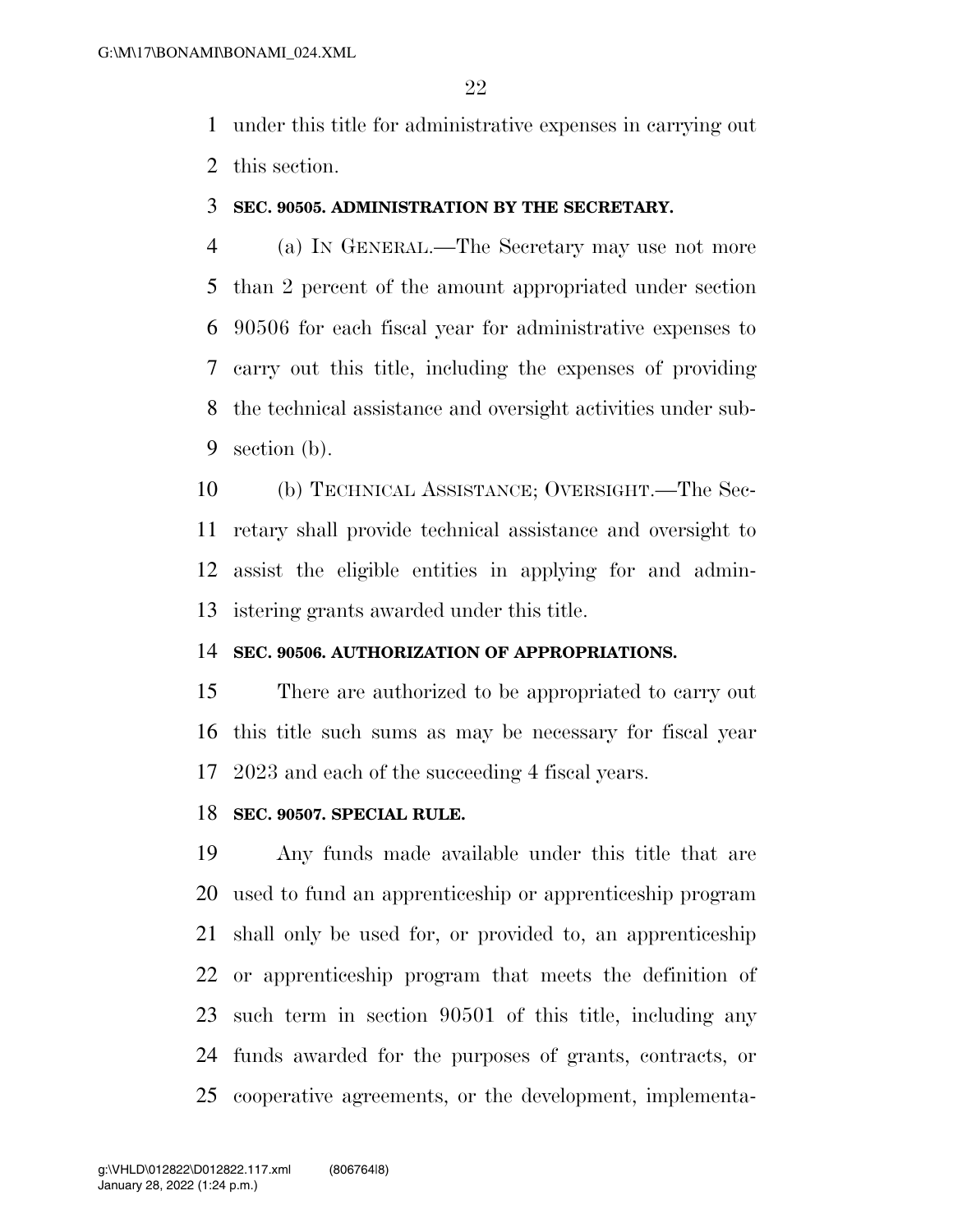under this title for administrative expenses in carrying out this section.

### SEC. 90505. ADMINISTRATION BY THE SECRETARY.

(a) IN GENERAL.—The Secretary may use not more than 2 percent of the amount appropriated under section 90506 for each fiscal year for administrative expenses to carry out this title, including the expenses of providing the technical assistance and oversight activities under subsection (b).

(b) TECHNICAL ASSISTANCE; OVERSIGHT.—The Secretary shall provide technical assistance and oversight to assist the eligible entities in applying for and administering grants awarded under this title.

### SEC. 90506. AUTHORIZATION OF APPROPRIATIONS.

There are authorized to be appropriated to carry out this title such sums as may be necessary for fiscal year 2023 and each of the succeeding 4 fiscal years.

### SEC. 90507. SPECIAL RULE.

Any funds made available under this title that are used to fund an apprenticeship or apprenticeship program shall only be used for, or provided to, an apprenticeship or apprenticeship program that meets the definition of such term in section 90501 of this title, including any funds awarded for the purposes of grants, contracts, or cooperative agreements, or the development, implementa-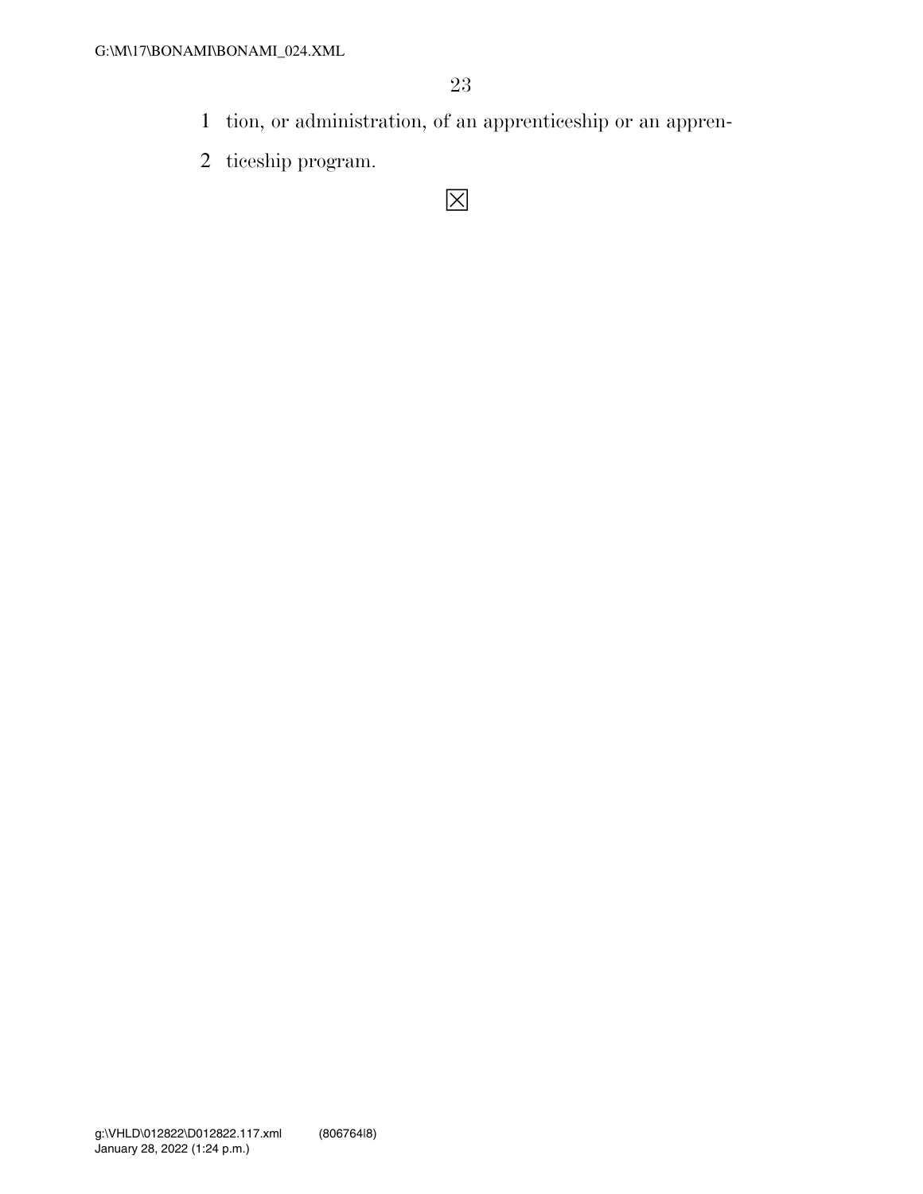tion, or administration, of an apprenticeship or an apprenticeship program.

☒